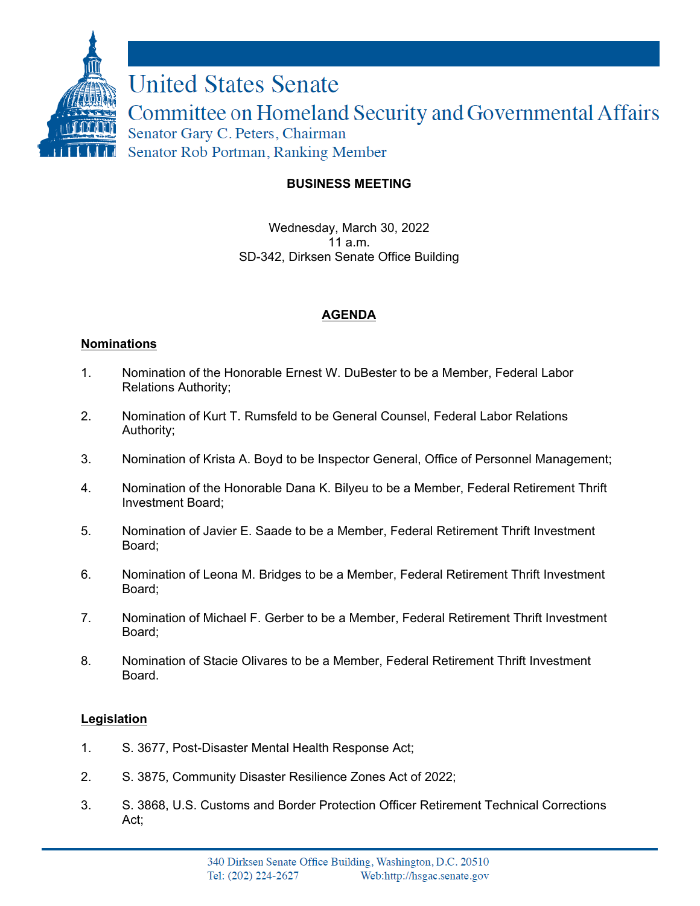# United States Senate

## Committee on Homeland Security and Governmental Affairs

Senator Gary C. Peters, Chairman
Senator Rob Portman, Ranking Member

**BUSINESS MEETING**

Wednesday, March 30, 2022
11 a.m.
SD-342, Dirksen Senate Office Building

**AGENDA**

**Nominations**

1. Nomination of the Honorable Ernest W. DuBester to be a Member, Federal Labor Relations Authority;

2. Nomination of Kurt T. Rumsfeld to be General Counsel, Federal Labor Relations Authority;

3. Nomination of Krista A. Boyd to be Inspector General, Office of Personnel Management;

4. Nomination of the Honorable Dana K. Bilyeu to be a Member, Federal Retirement Thrift Investment Board;

5. Nomination of Javier E. Saade to be a Member, Federal Retirement Thrift Investment Board;

6. Nomination of Leona M. Bridges to be a Member, Federal Retirement Thrift Investment Board;

7. Nomination of Michael F. Gerber to be a Member, Federal Retirement Thrift Investment Board;

8. Nomination of Stacie Olivares to be a Member, Federal Retirement Thrift Investment Board.

**Legislation**

1. S. 3677, Post-Disaster Mental Health Response Act;

2. S. 3875, Community Disaster Resilience Zones Act of 2022;

3. S. 3868, U.S. Customs and Border Protection Officer Retirement Technical Corrections Act;

340 Dirksen Senate Office Building, Washington, D.C. 20510
Tel: (202) 224-2627 Web:http://hsgac.senate.gov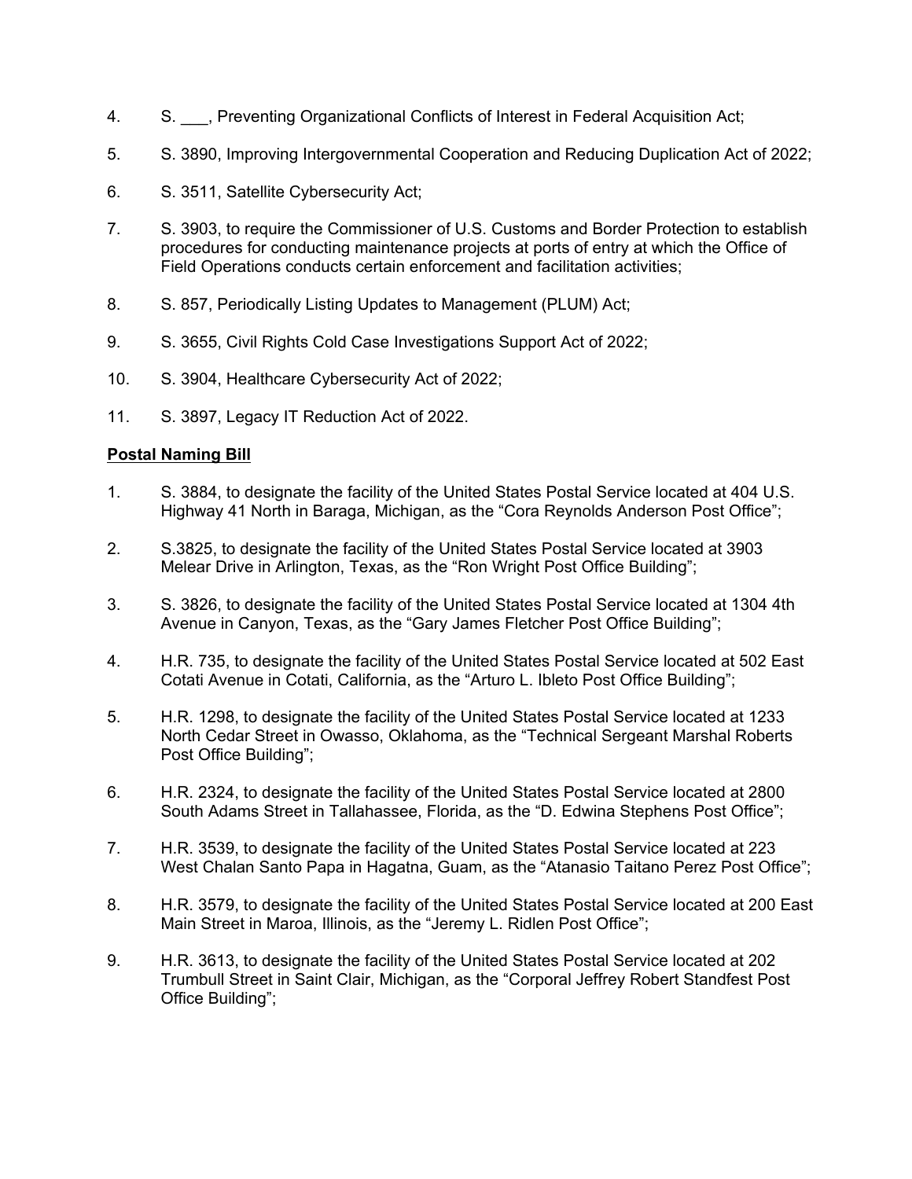4. S. ___, Preventing Organizational Conflicts of Interest in Federal Acquisition Act;

5. S. 3890, Improving Intergovernmental Cooperation and Reducing Duplication Act of 2022;

6. S. 3511, Satellite Cybersecurity Act;

7. S. 3903, to require the Commissioner of U.S. Customs and Border Protection to establish procedures for conducting maintenance projects at ports of entry at which the Office of Field Operations conducts certain enforcement and facilitation activities;

8. S. 857, Periodically Listing Updates to Management (PLUM) Act;

9. S. 3655, Civil Rights Cold Case Investigations Support Act of 2022;

10. S. 3904, Healthcare Cybersecurity Act of 2022;

11. S. 3897, Legacy IT Reduction Act of 2022.

**Postal Naming Bill**

1. S. 3884, to designate the facility of the United States Postal Service located at 404 U.S. Highway 41 North in Baraga, Michigan, as the "Cora Reynolds Anderson Post Office";

2. S.3825, to designate the facility of the United States Postal Service located at 3903 Melear Drive in Arlington, Texas, as the "Ron Wright Post Office Building";

3. S. 3826, to designate the facility of the United States Postal Service located at 1304 4th Avenue in Canyon, Texas, as the "Gary James Fletcher Post Office Building";

4. H.R. 735, to designate the facility of the United States Postal Service located at 502 East Cotati Avenue in Cotati, California, as the "Arturo L. Ibleto Post Office Building";

5. H.R. 1298, to designate the facility of the United States Postal Service located at 1233 North Cedar Street in Owasso, Oklahoma, as the "Technical Sergeant Marshal Roberts Post Office Building";

6. H.R. 2324, to designate the facility of the United States Postal Service located at 2800 South Adams Street in Tallahassee, Florida, as the "D. Edwina Stephens Post Office";

7. H.R. 3539, to designate the facility of the United States Postal Service located at 223 West Chalan Santo Papa in Hagatna, Guam, as the "Atanasio Taitano Perez Post Office";

8. H.R. 3579, to designate the facility of the United States Postal Service located at 200 East Main Street in Maroa, Illinois, as the "Jeremy L. Ridlen Post Office";

9. H.R. 3613, to designate the facility of the United States Postal Service located at 202 Trumbull Street in Saint Clair, Michigan, as the "Corporal Jeffrey Robert Standfest Post Office Building";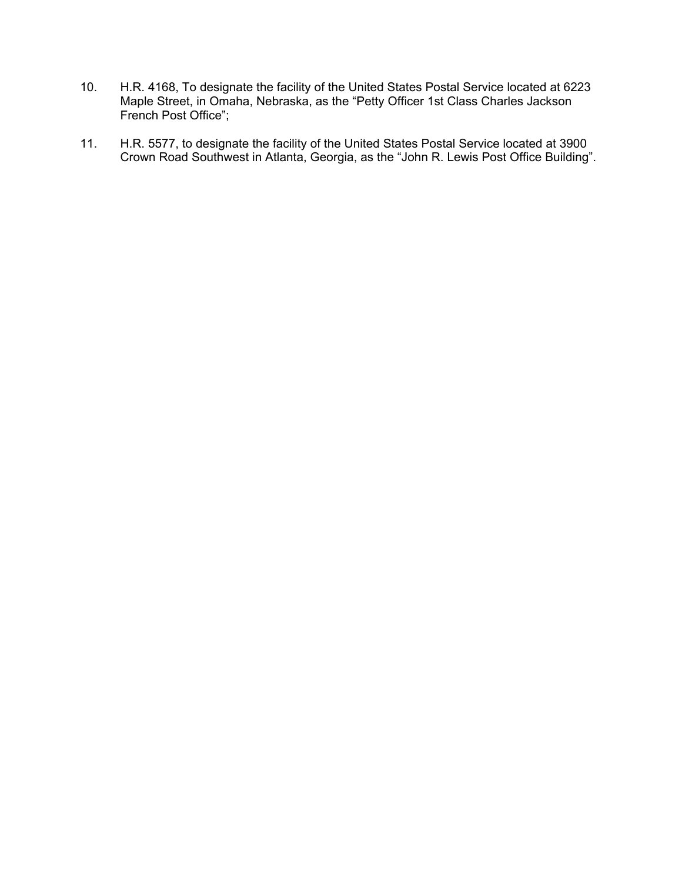10. H.R. 4168, To designate the facility of the United States Postal Service located at 6223 Maple Street, in Omaha, Nebraska, as the "Petty Officer 1st Class Charles Jackson French Post Office";

11. H.R. 5577, to designate the facility of the United States Postal Service located at 3900 Crown Road Southwest in Atlanta, Georgia, as the "John R. Lewis Post Office Building".